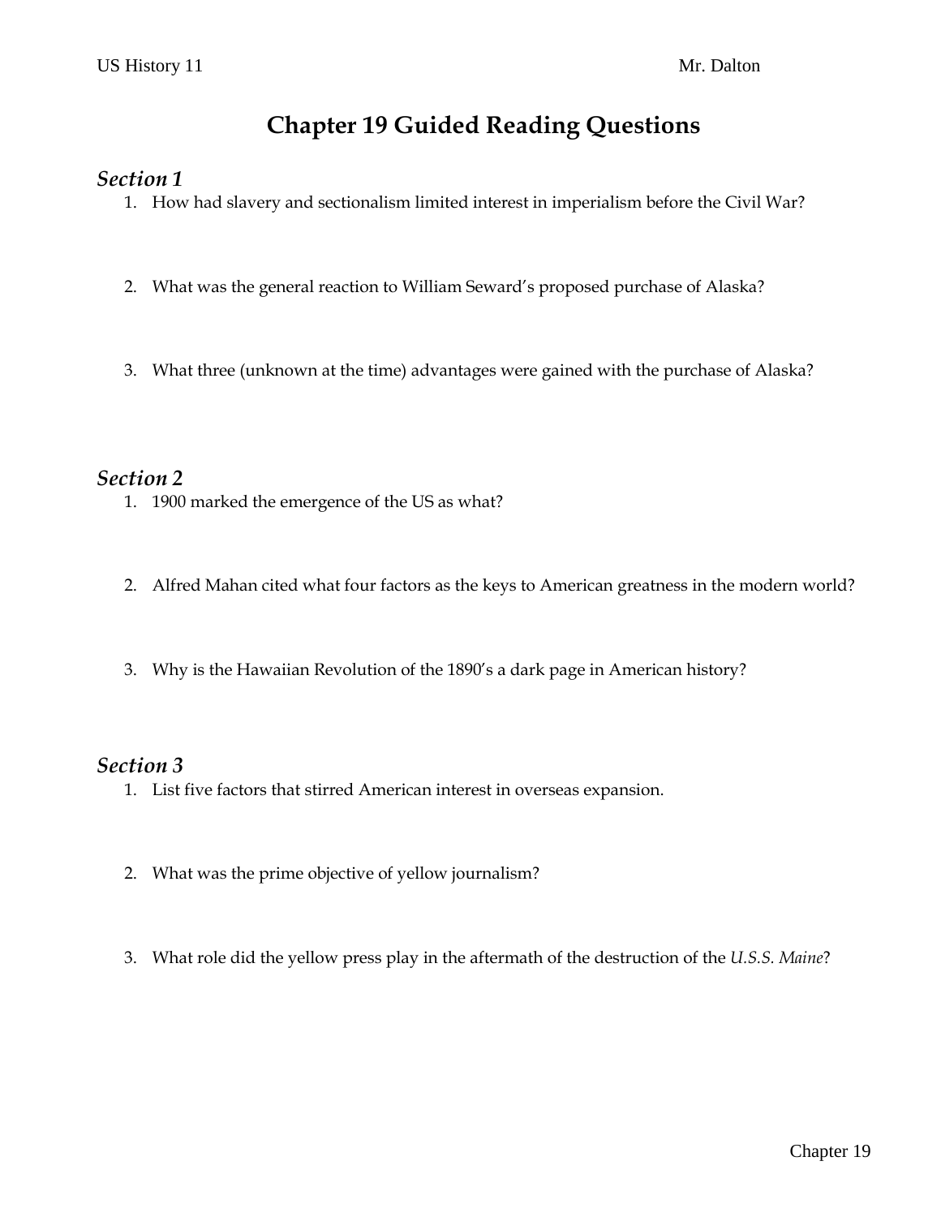# Chapter 19 Guided Reading Questions

### *Section 1*

1. How had slavery and sectionalism limited interest in imperialism before the Civil War?

2. What was the general reaction to William Seward's proposed purchase of Alaska?

3. What three (unknown at the time) advantages were gained with the purchase of Alaska?

### *Section 2*

1. 1900 marked the emergence of the US as what?

2. Alfred Mahan cited what four factors as the keys to American greatness in the modern world?

3. Why is the Hawaiian Revolution of the 1890's a dark page in American history?

### *Section 3*

1. List five factors that stirred American interest in overseas expansion.

2. What was the prime objective of yellow journalism?

3. What role did the yellow press play in the aftermath of the destruction of the *U.S.S. Maine*?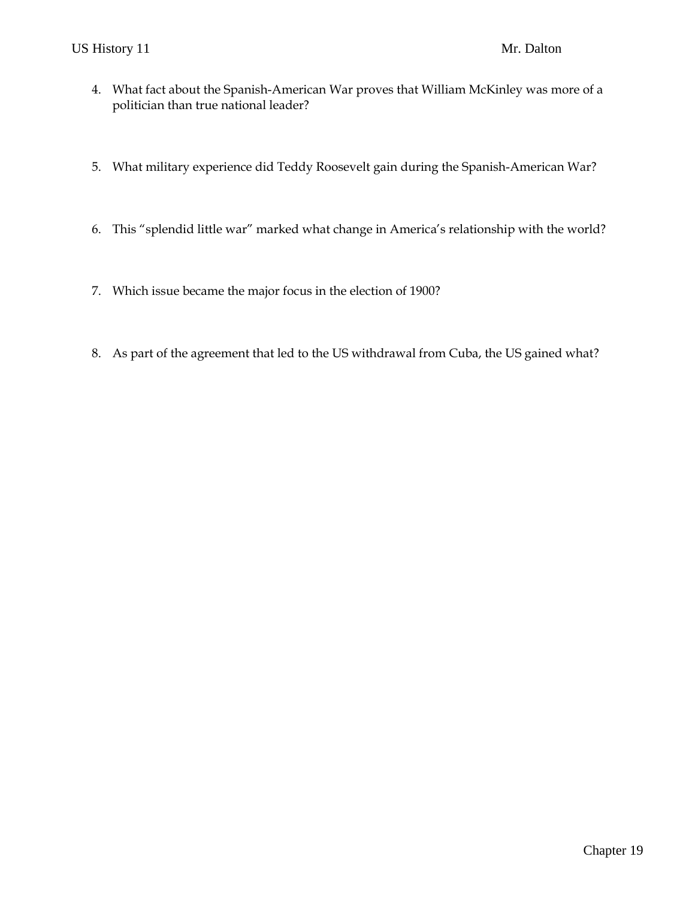4. What fact about the Spanish-American War proves that William McKinley was more of a politician than true national leader?

5. What military experience did Teddy Roosevelt gain during the Spanish-American War?

6. This "splendid little war" marked what change in America's relationship with the world?

7. Which issue became the major focus in the election of 1900?

8. As part of the agreement that led to the US withdrawal from Cuba, the US gained what?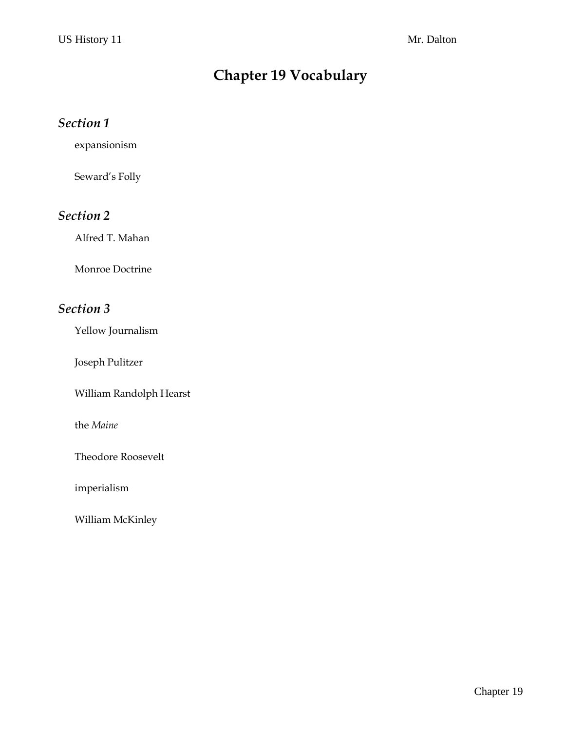# Chapter 19 Vocabulary

## *Section 1*

expansionism

Seward's Folly

## *Section 2*

Alfred T. Mahan

Monroe Doctrine

## *Section 3*

Yellow Journalism

Joseph Pulitzer

William Randolph Hearst

the *Maine*

Theodore Roosevelt

imperialism

William McKinley